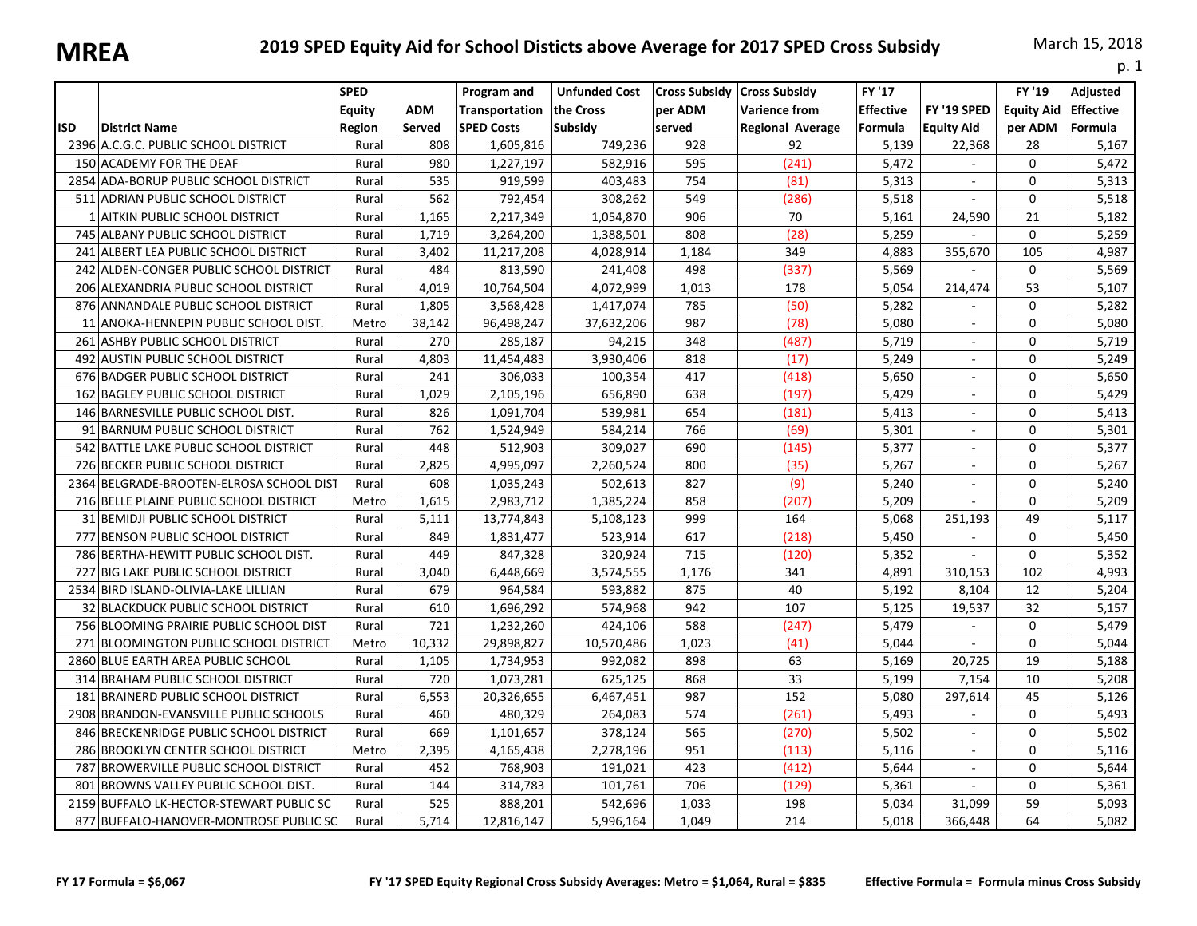# MREA

## 2019 SPED Equity Aid for School Disticts above Average for 2017 SPED Cross Subsidy

March 15, 2018

| ISD | District Name | SPED Equity Region | ADM Served | Program and Transportation SPED Costs | Unfunded Cost the Cross Subsidy | Cross Subsidy per ADM served | Cross Subsidy Varience from Regional Average | FY '17 Effective Formula | FY '19 SPED Equity Aid | FY '19 Equity Aid per ADM | Adjusted Effective Formula |
|---|---|---|---|---|---|---|---|---|---|---|---|
| 2396 | A.C.G.C. PUBLIC SCHOOL DISTRICT | Rural | 808 | 1,605,816 | 749,236 | 928 | 92 | 5,139 | 22,368 | 28 | 5,167 |
| 150 | ACADEMY FOR THE DEAF | Rural | 980 | 1,227,197 | 582,916 | 595 | (241) | 5,472 | - | 0 | 5,472 |
| 2854 | ADA-BORUP PUBLIC SCHOOL DISTRICT | Rural | 535 | 919,599 | 403,483 | 754 | (81) | 5,313 | - | 0 | 5,313 |
| 511 | ADRIAN PUBLIC SCHOOL DISTRICT | Rural | 562 | 792,454 | 308,262 | 549 | (286) | 5,518 | - | 0 | 5,518 |
| 1 | AITKIN PUBLIC SCHOOL DISTRICT | Rural | 1,165 | 2,217,349 | 1,054,870 | 906 | 70 | 5,161 | 24,590 | 21 | 5,182 |
| 745 | ALBANY PUBLIC SCHOOL DISTRICT | Rural | 1,719 | 3,264,200 | 1,388,501 | 808 | (28) | 5,259 | - | 0 | 5,259 |
| 241 | ALBERT LEA PUBLIC SCHOOL DISTRICT | Rural | 3,402 | 11,217,208 | 4,028,914 | 1,184 | 349 | 4,883 | 355,670 | 105 | 4,987 |
| 242 | ALDEN-CONGER PUBLIC SCHOOL DISTRICT | Rural | 484 | 813,590 | 241,408 | 498 | (337) | 5,569 | - | 0 | 5,569 |
| 206 | ALEXANDRIA PUBLIC SCHOOL DISTRICT | Rural | 4,019 | 10,764,504 | 4,072,999 | 1,013 | 178 | 5,054 | 214,474 | 53 | 5,107 |
| 876 | ANNANDALE PUBLIC SCHOOL DISTRICT | Rural | 1,805 | 3,568,428 | 1,417,074 | 785 | (50) | 5,282 | - | 0 | 5,282 |
| 11 | ANOKA-HENNEPIN PUBLIC SCHOOL DIST. | Metro | 38,142 | 96,498,247 | 37,632,206 | 987 | (78) | 5,080 | - | 0 | 5,080 |
| 261 | ASHBY PUBLIC SCHOOL DISTRICT | Rural | 270 | 285,187 | 94,215 | 348 | (487) | 5,719 | - | 0 | 5,719 |
| 492 | AUSTIN PUBLIC SCHOOL DISTRICT | Rural | 4,803 | 11,454,483 | 3,930,406 | 818 | (17) | 5,249 | - | 0 | 5,249 |
| 676 | BADGER PUBLIC SCHOOL DISTRICT | Rural | 241 | 306,033 | 100,354 | 417 | (418) | 5,650 | - | 0 | 5,650 |
| 162 | BAGLEY PUBLIC SCHOOL DISTRICT | Rural | 1,029 | 2,105,196 | 656,890 | 638 | (197) | 5,429 | - | 0 | 5,429 |
| 146 | BARNESVILLE PUBLIC SCHOOL DIST. | Rural | 826 | 1,091,704 | 539,981 | 654 | (181) | 5,413 | - | 0 | 5,413 |
| 91 | BARNUM PUBLIC SCHOOL DISTRICT | Rural | 762 | 1,524,949 | 584,214 | 766 | (69) | 5,301 | - | 0 | 5,301 |
| 542 | BATTLE LAKE PUBLIC SCHOOL DISTRICT | Rural | 448 | 512,903 | 309,027 | 690 | (145) | 5,377 | - | 0 | 5,377 |
| 726 | BECKER PUBLIC SCHOOL DISTRICT | Rural | 2,825 | 4,995,097 | 2,260,524 | 800 | (35) | 5,267 | - | 0 | 5,267 |
| 2364 | BELGRADE-BROOTEN-ELROSA SCHOOL DIST | Rural | 608 | 1,035,243 | 502,613 | 827 | (9) | 5,240 | - | 0 | 5,240 |
| 716 | BELLE PLAINE PUBLIC SCHOOL DISTRICT | Metro | 1,615 | 2,983,712 | 1,385,224 | 858 | (207) | 5,209 | - | 0 | 5,209 |
| 31 | BEMIDJI PUBLIC SCHOOL DISTRICT | Rural | 5,111 | 13,774,843 | 5,108,123 | 999 | 164 | 5,068 | 251,193 | 49 | 5,117 |
| 777 | BENSON PUBLIC SCHOOL DISTRICT | Rural | 849 | 1,831,477 | 523,914 | 617 | (218) | 5,450 | - | 0 | 5,450 |
| 786 | BERTHA-HEWITT PUBLIC SCHOOL DIST. | Rural | 449 | 847,328 | 320,924 | 715 | (120) | 5,352 | - | 0 | 5,352 |
| 727 | BIG LAKE PUBLIC SCHOOL DISTRICT | Rural | 3,040 | 6,448,669 | 3,574,555 | 1,176 | 341 | 4,891 | 310,153 | 102 | 4,993 |
| 2534 | BIRD ISLAND-OLIVIA-LAKE LILLIAN | Rural | 679 | 964,584 | 593,882 | 875 | 40 | 5,192 | 8,104 | 12 | 5,204 |
| 32 | BLACKDUCK PUBLIC SCHOOL DISTRICT | Rural | 610 | 1,696,292 | 574,968 | 942 | 107 | 5,125 | 19,537 | 32 | 5,157 |
| 756 | BLOOMING PRAIRIE PUBLIC SCHOOL DIST | Rural | 721 | 1,232,260 | 424,106 | 588 | (247) | 5,479 | - | 0 | 5,479 |
| 271 | BLOOMINGTON PUBLIC SCHOOL DISTRICT | Metro | 10,332 | 29,898,827 | 10,570,486 | 1,023 | (41) | 5,044 | - | 0 | 5,044 |
| 2860 | BLUE EARTH AREA PUBLIC SCHOOL | Rural | 1,105 | 1,734,953 | 992,082 | 898 | 63 | 5,169 | 20,725 | 19 | 5,188 |
| 314 | BRAHAM PUBLIC SCHOOL DISTRICT | Rural | 720 | 1,073,281 | 625,125 | 868 | 33 | 5,199 | 7,154 | 10 | 5,208 |
| 181 | BRAINERD PUBLIC SCHOOL DISTRICT | Rural | 6,553 | 20,326,655 | 6,467,451 | 987 | 152 | 5,080 | 297,614 | 45 | 5,126 |
| 2908 | BRANDON-EVANSVILLE PUBLIC SCHOOLS | Rural | 460 | 480,329 | 264,083 | 574 | (261) | 5,493 | - | 0 | 5,493 |
| 846 | BRECKENRIDGE PUBLIC SCHOOL DISTRICT | Rural | 669 | 1,101,657 | 378,124 | 565 | (270) | 5,502 | - | 0 | 5,502 |
| 286 | BROOKLYN CENTER SCHOOL DISTRICT | Metro | 2,395 | 4,165,438 | 2,278,196 | 951 | (113) | 5,116 | - | 0 | 5,116 |
| 787 | BROWERVILLE PUBLIC SCHOOL DISTRICT | Rural | 452 | 768,903 | 191,021 | 423 | (412) | 5,644 | - | 0 | 5,644 |
| 801 | BROWNS VALLEY PUBLIC SCHOOL DIST. | Rural | 144 | 314,783 | 101,761 | 706 | (129) | 5,361 | - | 0 | 5,361 |
| 2159 | BUFFALO LK-HECTOR-STEWART PUBLIC SC | Rural | 525 | 888,201 | 542,696 | 1,033 | 198 | 5,034 | 31,099 | 59 | 5,093 |
| 877 | BUFFALO-HANOVER-MONTROSE PUBLIC SC | Rural | 5,714 | 12,816,147 | 5,996,164 | 1,049 | 214 | 5,018 | 366,448 | 64 | 5,082 |

**FY 17 Formula = $6,067** **FY '17 SPED Equity Regional Cross Subsidy Averages: Metro = $1,064, Rural = $835** **Effective Formula = Formula minus Cross Subsidy**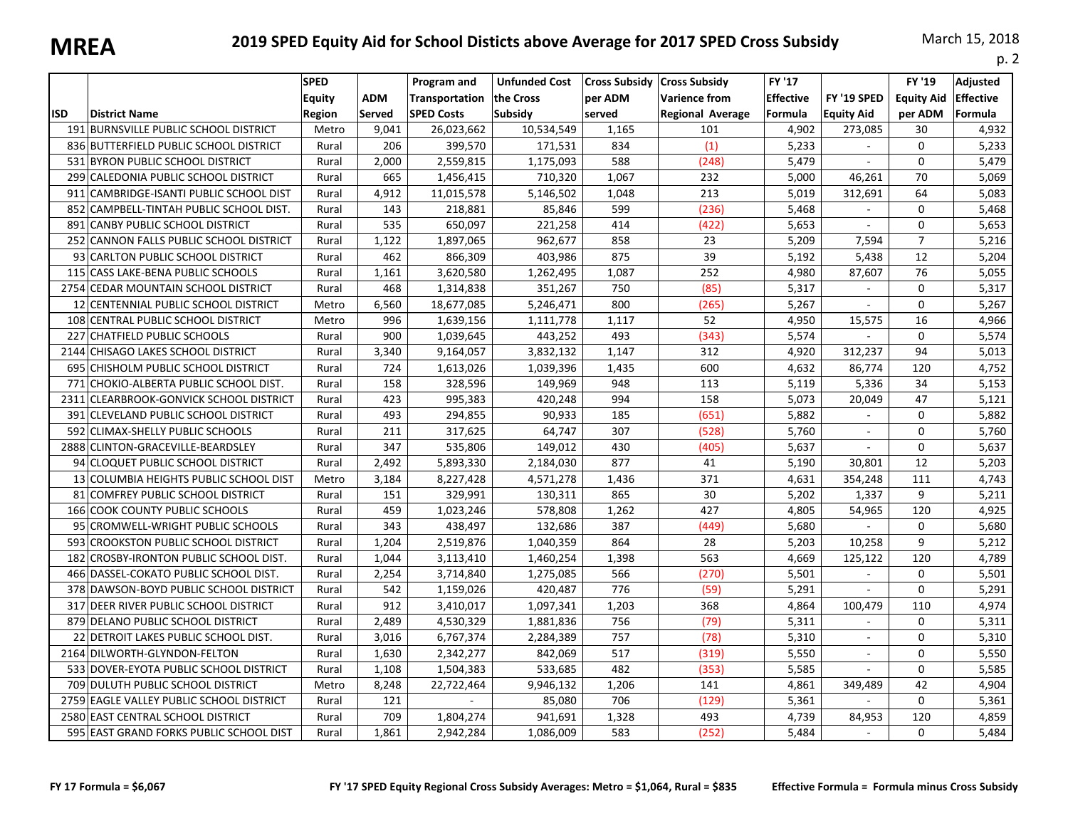**MREA**

# 2019 SPED Equity Aid for School Disticts above Average for 2017 SPED Cross Subsidy

March 15, 2018

| ISD | District Name | SPED Equity Region | ADM Served | Program and Transportation SPED Costs | Unfunded Cost the Cross Subsidy | Cross Subsidy per ADM served | Cross Subsidy Varience from Regional Average | FY '17 Effective Formula | FY '19 SPED Equity Aid | FY '19 Equity Aid per ADM | Adjusted Effective Formula |
|---|---|---|---|---|---|---|---|---|---|---|---|
| 191 | BURNSVILLE PUBLIC SCHOOL DISTRICT | Metro | 9,041 | 26,023,662 | 10,534,549 | 1,165 | 101 | 4,902 | 273,085 | 30 | 4,932 |
| 836 | BUTTERFIELD PUBLIC SCHOOL DISTRICT | Rural | 206 | 399,570 | 171,531 | 834 | (1) | 5,233 | - | 0 | 5,233 |
| 531 | BYRON PUBLIC SCHOOL DISTRICT | Rural | 2,000 | 2,559,815 | 1,175,093 | 588 | (248) | 5,479 | - | 0 | 5,479 |
| 299 | CALEDONIA PUBLIC SCHOOL DISTRICT | Rural | 665 | 1,456,415 | 710,320 | 1,067 | 232 | 5,000 | 46,261 | 70 | 5,069 |
| 911 | CAMBRIDGE-ISANTI PUBLIC SCHOOL DIST | Rural | 4,912 | 11,015,578 | 5,146,502 | 1,048 | 213 | 5,019 | 312,691 | 64 | 5,083 |
| 852 | CAMPBELL-TINTAH PUBLIC SCHOOL DIST. | Rural | 143 | 218,881 | 85,846 | 599 | (236) | 5,468 | - | 0 | 5,468 |
| 891 | CANBY PUBLIC SCHOOL DISTRICT | Rural | 535 | 650,097 | 221,258 | 414 | (422) | 5,653 | - | 0 | 5,653 |
| 252 | CANNON FALLS PUBLIC SCHOOL DISTRICT | Rural | 1,122 | 1,897,065 | 962,677 | 858 | 23 | 5,209 | 7,594 | 7 | 5,216 |
| 93 | CARLTON PUBLIC SCHOOL DISTRICT | Rural | 462 | 866,309 | 403,986 | 875 | 39 | 5,192 | 5,438 | 12 | 5,204 |
| 115 | CASS LAKE-BENA PUBLIC SCHOOLS | Rural | 1,161 | 3,620,580 | 1,262,495 | 1,087 | 252 | 4,980 | 87,607 | 76 | 5,055 |
| 2754 | CEDAR MOUNTAIN SCHOOL DISTRICT | Rural | 468 | 1,314,838 | 351,267 | 750 | (85) | 5,317 | - | 0 | 5,317 |
| 12 | CENTENNIAL PUBLIC SCHOOL DISTRICT | Metro | 6,560 | 18,677,085 | 5,246,471 | 800 | (265) | 5,267 | - | 0 | 5,267 |
| 108 | CENTRAL PUBLIC SCHOOL DISTRICT | Metro | 996 | 1,639,156 | 1,111,778 | 1,117 | 52 | 4,950 | 15,575 | 16 | 4,966 |
| 227 | CHATFIELD PUBLIC SCHOOLS | Rural | 900 | 1,039,645 | 443,252 | 493 | (343) | 5,574 | - | 0 | 5,574 |
| 2144 | CHISAGO LAKES SCHOOL DISTRICT | Rural | 3,340 | 9,164,057 | 3,832,132 | 1,147 | 312 | 4,920 | 312,237 | 94 | 5,013 |
| 695 | CHISHOLM PUBLIC SCHOOL DISTRICT | Rural | 724 | 1,613,026 | 1,039,396 | 1,435 | 600 | 4,632 | 86,774 | 120 | 4,752 |
| 771 | CHOKIO-ALBERTA PUBLIC SCHOOL DIST. | Rural | 158 | 328,596 | 149,969 | 948 | 113 | 5,119 | 5,336 | 34 | 5,153 |
| 2311 | CLEARBROOK-GONVICK SCHOOL DISTRICT | Rural | 423 | 995,383 | 420,248 | 994 | 158 | 5,073 | 20,049 | 47 | 5,121 |
| 391 | CLEVELAND PUBLIC SCHOOL DISTRICT | Rural | 493 | 294,855 | 90,933 | 185 | (651) | 5,882 | - | 0 | 5,882 |
| 592 | CLIMAX-SHELLY PUBLIC SCHOOLS | Rural | 211 | 317,625 | 64,747 | 307 | (528) | 5,760 | - | 0 | 5,760 |
| 2888 | CLINTON-GRACEVILLE-BEARDSLEY | Rural | 347 | 535,806 | 149,012 | 430 | (405) | 5,637 | - | 0 | 5,637 |
| 94 | CLOQUET PUBLIC SCHOOL DISTRICT | Rural | 2,492 | 5,893,330 | 2,184,030 | 877 | 41 | 5,190 | 30,801 | 12 | 5,203 |
| 13 | COLUMBIA HEIGHTS PUBLIC SCHOOL DIST | Metro | 3,184 | 8,227,428 | 4,571,278 | 1,436 | 371 | 4,631 | 354,248 | 111 | 4,743 |
| 81 | COMFREY PUBLIC SCHOOL DISTRICT | Rural | 151 | 329,991 | 130,311 | 865 | 30 | 5,202 | 1,337 | 9 | 5,211 |
| 166 | COOK COUNTY PUBLIC SCHOOLS | Rural | 459 | 1,023,246 | 578,808 | 1,262 | 427 | 4,805 | 54,965 | 120 | 4,925 |
| 95 | CROMWELL-WRIGHT PUBLIC SCHOOLS | Rural | 343 | 438,497 | 132,686 | 387 | (449) | 5,680 | - | 0 | 5,680 |
| 593 | CROOKSTON PUBLIC SCHOOL DISTRICT | Rural | 1,204 | 2,519,876 | 1,040,359 | 864 | 28 | 5,203 | 10,258 | 9 | 5,212 |
| 182 | CROSBY-IRONTON PUBLIC SCHOOL DIST. | Rural | 1,044 | 3,113,410 | 1,460,254 | 1,398 | 563 | 4,669 | 125,122 | 120 | 4,789 |
| 466 | DASSEL-COKATO PUBLIC SCHOOL DIST. | Rural | 2,254 | 3,714,840 | 1,275,085 | 566 | (270) | 5,501 | - | 0 | 5,501 |
| 378 | DAWSON-BOYD PUBLIC SCHOOL DISTRICT | Rural | 542 | 1,159,026 | 420,487 | 776 | (59) | 5,291 | - | 0 | 5,291 |
| 317 | DEER RIVER PUBLIC SCHOOL DISTRICT | Rural | 912 | 3,410,017 | 1,097,341 | 1,203 | 368 | 4,864 | 100,479 | 110 | 4,974 |
| 879 | DELANO PUBLIC SCHOOL DISTRICT | Rural | 2,489 | 4,530,329 | 1,881,836 | 756 | (79) | 5,311 | - | 0 | 5,311 |
| 22 | DETROIT LAKES PUBLIC SCHOOL DIST. | Rural | 3,016 | 6,767,374 | 2,284,389 | 757 | (78) | 5,310 | - | 0 | 5,310 |
| 2164 | DILWORTH-GLYNDON-FELTON | Rural | 1,630 | 2,342,277 | 842,069 | 517 | (319) | 5,550 | - | 0 | 5,550 |
| 533 | DOVER-EYOTA PUBLIC SCHOOL DISTRICT | Rural | 1,108 | 1,504,383 | 533,685 | 482 | (353) | 5,585 | - | 0 | 5,585 |
| 709 | DULUTH PUBLIC SCHOOL DISTRICT | Metro | 8,248 | 22,722,464 | 9,946,132 | 1,206 | 141 | 4,861 | 349,489 | 42 | 4,904 |
| 2759 | EAGLE VALLEY PUBLIC SCHOOL DISTRICT | Rural | 121 | - | 85,080 | 706 | (129) | 5,361 | - | 0 | 5,361 |
| 2580 | EAST CENTRAL SCHOOL DISTRICT | Rural | 709 | 1,804,274 | 941,691 | 1,328 | 493 | 4,739 | 84,953 | 120 | 4,859 |
| 595 | EAST GRAND FORKS PUBLIC SCHOOL DIST | Rural | 1,861 | 2,942,284 | 1,086,009 | 583 | (252) | 5,484 | - | 0 | 5,484 |

**FY 17 Formula = $6,067**

**FY '17 SPED Equity Regional Cross Subsidy Averages: Metro = $1,064, Rural = $835**

**Effective Formula = Formula minus Cross Subsidy**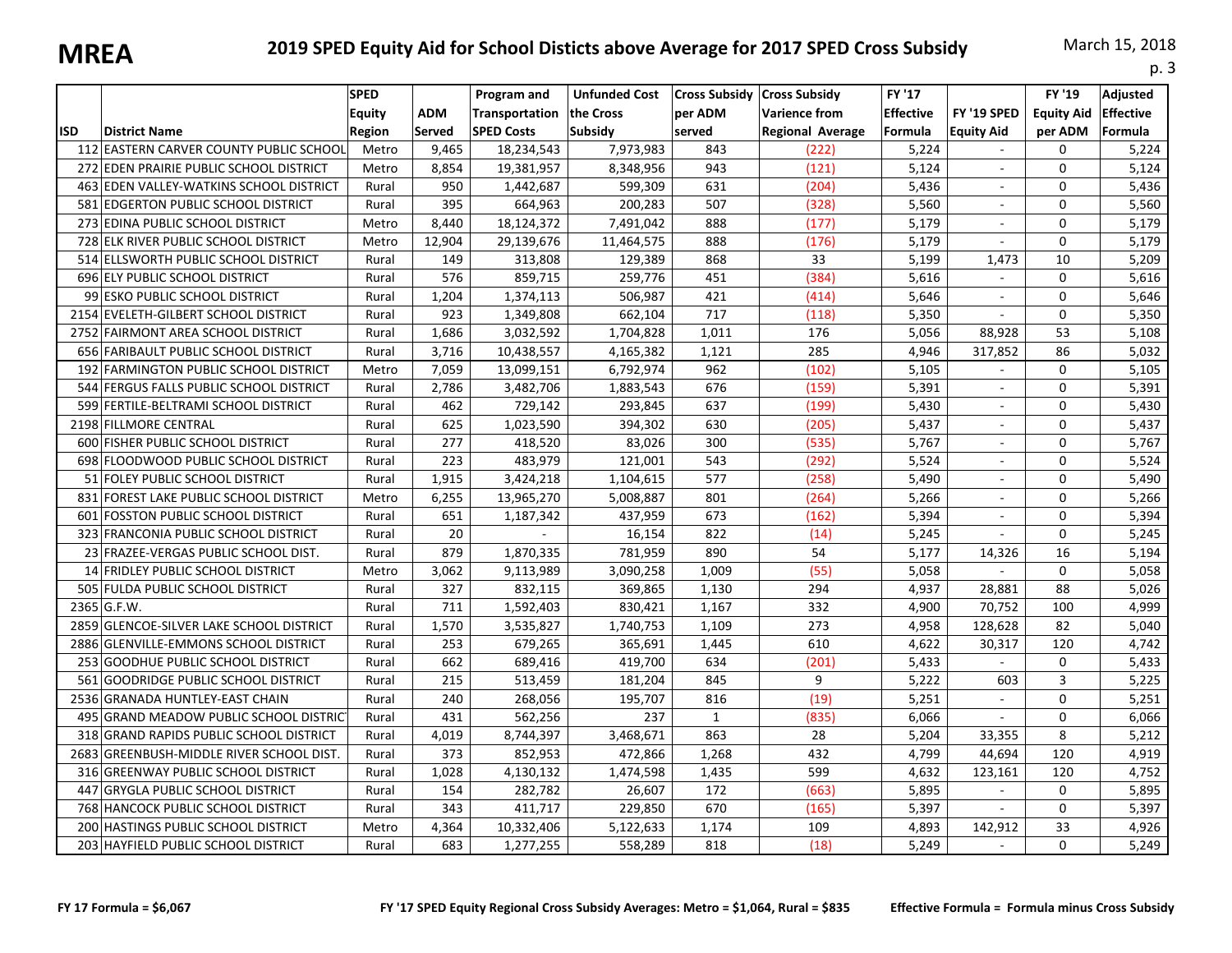# MREA

## 2019 SPED Equity Aid for School Districts above Average for 2017 SPED Cross Subsidy

March 15, 2018

| ISD | District Name | SPED Equity Region | ADM Served | Program and Transportation SPED Costs | Unfunded Cost the Cross Subsidy | Cross Subsidy per ADM served | Cross Subsidy Varience from Regional Average | FY '17 Effective Formula | FY '19 SPED Equity Aid | FY '19 Equity Aid per ADM | Adjusted Effective Formula |
|---|---|---|---|---|---|---|---|---|---|---|---|
| 112 | EASTERN CARVER COUNTY PUBLIC SCHOOL | Metro | 9,465 | 18,234,543 | 7,973,983 | 843 | (222) | 5,224 | - | 0 | 5,224 |
| 272 | EDEN PRAIRIE PUBLIC SCHOOL DISTRICT | Metro | 8,854 | 19,381,957 | 8,348,956 | 943 | (121) | 5,124 | - | 0 | 5,124 |
| 463 | EDEN VALLEY-WATKINS SCHOOL DISTRICT | Rural | 950 | 1,442,687 | 599,309 | 631 | (204) | 5,436 | - | 0 | 5,436 |
| 581 | EDGERTON PUBLIC SCHOOL DISTRICT | Rural | 395 | 664,963 | 200,283 | 507 | (328) | 5,560 | - | 0 | 5,560 |
| 273 | EDINA PUBLIC SCHOOL DISTRICT | Metro | 8,440 | 18,124,372 | 7,491,042 | 888 | (177) | 5,179 | - | 0 | 5,179 |
| 728 | ELK RIVER PUBLIC SCHOOL DISTRICT | Metro | 12,904 | 29,139,676 | 11,464,575 | 888 | (176) | 5,179 | - | 0 | 5,179 |
| 514 | ELLSWORTH PUBLIC SCHOOL DISTRICT | Rural | 149 | 313,808 | 129,389 | 868 | 33 | 5,199 | 1,473 | 10 | 5,209 |
| 696 | ELY PUBLIC SCHOOL DISTRICT | Rural | 576 | 859,715 | 259,776 | 451 | (384) | 5,616 | - | 0 | 5,616 |
| 99 | ESKO PUBLIC SCHOOL DISTRICT | Rural | 1,204 | 1,374,113 | 506,987 | 421 | (414) | 5,646 | - | 0 | 5,646 |
| 2154 | EVELETH-GILBERT SCHOOL DISTRICT | Rural | 923 | 1,349,808 | 662,104 | 717 | (118) | 5,350 | - | 0 | 5,350 |
| 2752 | FAIRMONT AREA SCHOOL DISTRICT | Rural | 1,686 | 3,032,592 | 1,704,828 | 1,011 | 176 | 5,056 | 88,928 | 53 | 5,108 |
| 656 | FARIBAULT PUBLIC SCHOOL DISTRICT | Rural | 3,716 | 10,438,557 | 4,165,382 | 1,121 | 285 | 4,946 | 317,852 | 86 | 5,032 |
| 192 | FARMINGTON PUBLIC SCHOOL DISTRICT | Metro | 7,059 | 13,099,151 | 6,792,974 | 962 | (102) | 5,105 | - | 0 | 5,105 |
| 544 | FERGUS FALLS PUBLIC SCHOOL DISTRICT | Rural | 2,786 | 3,482,706 | 1,883,543 | 676 | (159) | 5,391 | - | 0 | 5,391 |
| 599 | FERTILE-BELTRAMI SCHOOL DISTRICT | Rural | 462 | 729,142 | 293,845 | 637 | (199) | 5,430 | - | 0 | 5,430 |
| 2198 | FILLMORE CENTRAL | Rural | 625 | 1,023,590 | 394,302 | 630 | (205) | 5,437 | - | 0 | 5,437 |
| 600 | FISHER PUBLIC SCHOOL DISTRICT | Rural | 277 | 418,520 | 83,026 | 300 | (535) | 5,767 | - | 0 | 5,767 |
| 698 | FLOODWOOD PUBLIC SCHOOL DISTRICT | Rural | 223 | 483,979 | 121,001 | 543 | (292) | 5,524 | - | 0 | 5,524 |
| 51 | FOLEY PUBLIC SCHOOL DISTRICT | Rural | 1,915 | 3,424,218 | 1,104,615 | 577 | (258) | 5,490 | - | 0 | 5,490 |
| 831 | FOREST LAKE PUBLIC SCHOOL DISTRICT | Metro | 6,255 | 13,965,270 | 5,008,887 | 801 | (264) | 5,266 | - | 0 | 5,266 |
| 601 | FOSSTON PUBLIC SCHOOL DISTRICT | Rural | 651 | 1,187,342 | 437,959 | 673 | (162) | 5,394 | - | 0 | 5,394 |
| 323 | FRANCONIA PUBLIC SCHOOL DISTRICT | Rural | 20 | - | 16,154 | 822 | (14) | 5,245 | - | 0 | 5,245 |
| 23 | FRAZEE-VERGAS PUBLIC SCHOOL DIST. | Rural | 879 | 1,870,335 | 781,959 | 890 | 54 | 5,177 | 14,326 | 16 | 5,194 |
| 14 | FRIDLEY PUBLIC SCHOOL DISTRICT | Metro | 3,062 | 9,113,989 | 3,090,258 | 1,009 | (55) | 5,058 | - | 0 | 5,058 |
| 505 | FULDA PUBLIC SCHOOL DISTRICT | Rural | 327 | 832,115 | 369,865 | 1,130 | 294 | 4,937 | 28,881 | 88 | 5,026 |
| 2365 | G.F.W. | Rural | 711 | 1,592,403 | 830,421 | 1,167 | 332 | 4,900 | 70,752 | 100 | 4,999 |
| 2859 | GLENCOE-SILVER LAKE SCHOOL DISTRICT | Rural | 1,570 | 3,535,827 | 1,740,753 | 1,109 | 273 | 4,958 | 128,628 | 82 | 5,040 |
| 2886 | GLENVILLE-EMMONS SCHOOL DISTRICT | Rural | 253 | 679,265 | 365,691 | 1,445 | 610 | 4,622 | 30,317 | 120 | 4,742 |
| 253 | GOODHUE PUBLIC SCHOOL DISTRICT | Rural | 662 | 689,416 | 419,700 | 634 | (201) | 5,433 | - | 0 | 5,433 |
| 561 | GOODRIDGE PUBLIC SCHOOL DISTRICT | Rural | 215 | 513,459 | 181,204 | 845 | 9 | 5,222 | 603 | 3 | 5,225 |
| 2536 | GRANADA HUNTLEY-EAST CHAIN | Rural | 240 | 268,056 | 195,707 | 816 | (19) | 5,251 | - | 0 | 5,251 |
| 495 | GRAND MEADOW PUBLIC SCHOOL DISTRIC | Rural | 431 | 562,256 | 237 | 1 | (835) | 6,066 | - | 0 | 6,066 |
| 318 | GRAND RAPIDS PUBLIC SCHOOL DISTRICT | Rural | 4,019 | 8,744,397 | 3,468,671 | 863 | 28 | 5,204 | 33,355 | 8 | 5,212 |
| 2683 | GREENBUSH-MIDDLE RIVER SCHOOL DIST. | Rural | 373 | 852,953 | 472,866 | 1,268 | 432 | 4,799 | 44,694 | 120 | 4,919 |
| 316 | GREENWAY PUBLIC SCHOOL DISTRICT | Rural | 1,028 | 4,130,132 | 1,474,598 | 1,435 | 599 | 4,632 | 123,161 | 120 | 4,752 |
| 447 | GRYGLA PUBLIC SCHOOL DISTRICT | Rural | 154 | 282,782 | 26,607 | 172 | (663) | 5,895 | - | 0 | 5,895 |
| 768 | HANCOCK PUBLIC SCHOOL DISTRICT | Rural | 343 | 411,717 | 229,850 | 670 | (165) | 5,397 | - | 0 | 5,397 |
| 200 | HASTINGS PUBLIC SCHOOL DISTRICT | Metro | 4,364 | 10,332,406 | 5,122,633 | 1,174 | 109 | 4,893 | 142,912 | 33 | 4,926 |
| 203 | HAYFIELD PUBLIC SCHOOL DISTRICT | Rural | 683 | 1,277,255 | 558,289 | 818 | (18) | 5,249 | - | 0 | 5,249 |

**FY 17 Formula = $6,067** **FY '17 SPED Equity Regional Cross Subsidy Averages: Metro = $1,064, Rural = $835** **Effective Formula = Formula minus Cross Subsidy**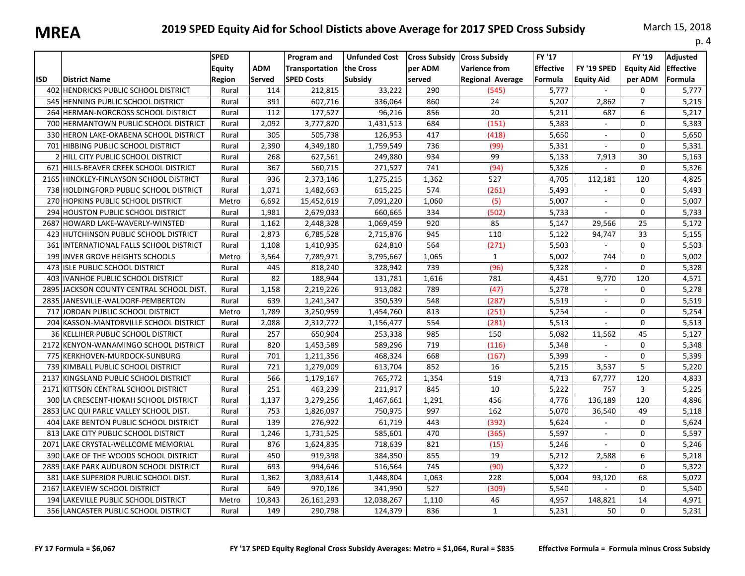# MREA

## 2019 SPED Equity Aid for School Disticts above Average for 2017 SPED Cross Subsidy

March 15, 2018

| ISD | District Name | SPED Equity Region | ADM Served | Program and Transportation SPED Costs | Unfunded Cost the Cross Subsidy | Cross Subsidy per ADM served | Cross Subsidy Varience from Regional Average | FY '17 Effective Formula | FY '19 SPED Equity Aid | FY '19 Equity Aid per ADM | Adjusted Effective Formula |
|---|---|---|---|---|---|---|---|---|---|---|---|
| 402 | HENDRICKS PUBLIC SCHOOL DISTRICT | Rural | 114 | 212,815 | 33,222 | 290 | (545) | 5,777 | - | 0 | 5,777 |
| 545 | HENNING PUBLIC SCHOOL DISTRICT | Rural | 391 | 607,716 | 336,064 | 860 | 24 | 5,207 | 2,862 | 7 | 5,215 |
| 264 | HERMAN-NORCROSS SCHOOL DISTRICT | Rural | 112 | 177,527 | 96,216 | 856 | 20 | 5,211 | 687 | 6 | 5,217 |
| 700 | HERMANTOWN PUBLIC SCHOOL DISTRICT | Rural | 2,092 | 3,777,820 | 1,431,513 | 684 | (151) | 5,383 | - | 0 | 5,383 |
| 330 | HERON LAKE-OKABENA SCHOOL DISTRICT | Rural | 305 | 505,738 | 126,953 | 417 | (418) | 5,650 | - | 0 | 5,650 |
| 701 | HIBBING PUBLIC SCHOOL DISTRICT | Rural | 2,390 | 4,349,180 | 1,759,549 | 736 | (99) | 5,331 | - | 0 | 5,331 |
| 2 | HILL CITY PUBLIC SCHOOL DISTRICT | Rural | 268 | 627,561 | 249,880 | 934 | 99 | 5,133 | 7,913 | 30 | 5,163 |
| 671 | HILLS-BEAVER CREEK SCHOOL DISTRICT | Rural | 367 | 560,715 | 271,527 | 741 | (94) | 5,326 | - | 0 | 5,326 |
| 2165 | HINCKLEY-FINLAYSON SCHOOL DISTRICT | Rural | 936 | 2,373,146 | 1,275,215 | 1,362 | 527 | 4,705 | 112,181 | 120 | 4,825 |
| 738 | HOLDINGFORD PUBLIC SCHOOL DISTRICT | Rural | 1,071 | 1,482,663 | 615,225 | 574 | (261) | 5,493 | - | 0 | 5,493 |
| 270 | HOPKINS PUBLIC SCHOOL DISTRICT | Metro | 6,692 | 15,452,619 | 7,091,220 | 1,060 | (5) | 5,007 | - | 0 | 5,007 |
| 294 | HOUSTON PUBLIC SCHOOL DISTRICT | Rural | 1,981 | 2,679,033 | 660,665 | 334 | (502) | 5,733 | - | 0 | 5,733 |
| 2687 | HOWARD LAKE-WAVERLY-WINSTED | Rural | 1,162 | 2,448,328 | 1,069,459 | 920 | 85 | 5,147 | 29,566 | 25 | 5,172 |
| 423 | HUTCHINSON PUBLIC SCHOOL DISTRICT | Rural | 2,873 | 6,785,528 | 2,715,876 | 945 | 110 | 5,122 | 94,747 | 33 | 5,155 |
| 361 | INTERNATIONAL FALLS SCHOOL DISTRICT | Rural | 1,108 | 1,410,935 | 624,810 | 564 | (271) | 5,503 | - | 0 | 5,503 |
| 199 | INVER GROVE HEIGHTS SCHOOLS | Metro | 3,564 | 7,789,971 | 3,795,667 | 1,065 | 1 | 5,002 | 744 | 0 | 5,002 |
| 473 | ISLE PUBLIC SCHOOL DISTRICT | Rural | 445 | 818,240 | 328,942 | 739 | (96) | 5,328 | - | 0 | 5,328 |
| 403 | IVANHOE PUBLIC SCHOOL DISTRICT | Rural | 82 | 188,944 | 131,781 | 1,616 | 781 | 4,451 | 9,770 | 120 | 4,571 |
| 2895 | JACKSON COUNTY CENTRAL SCHOOL DIST. | Rural | 1,158 | 2,219,226 | 913,082 | 789 | (47) | 5,278 | - | 0 | 5,278 |
| 2835 | JANESVILLE-WALDORF-PEMBERTON | Rural | 639 | 1,241,347 | 350,539 | 548 | (287) | 5,519 | - | 0 | 5,519 |
| 717 | JORDAN PUBLIC SCHOOL DISTRICT | Metro | 1,789 | 3,250,959 | 1,454,760 | 813 | (251) | 5,254 | - | 0 | 5,254 |
| 204 | KASSON-MANTORVILLE SCHOOL DISTRICT | Rural | 2,088 | 2,312,772 | 1,156,477 | 554 | (281) | 5,513 | - | 0 | 5,513 |
| 36 | KELLIHER PUBLIC SCHOOL DISTRICT | Rural | 257 | 650,904 | 253,338 | 985 | 150 | 5,082 | 11,562 | 45 | 5,127 |
| 2172 | KENYON-WANAMINGO SCHOOL DISTRICT | Rural | 820 | 1,453,589 | 589,296 | 719 | (116) | 5,348 | - | 0 | 5,348 |
| 775 | KERKHOVEN-MURDOCK-SUNBURG | Rural | 701 | 1,211,356 | 468,324 | 668 | (167) | 5,399 | - | 0 | 5,399 |
| 739 | KIMBALL PUBLIC SCHOOL DISTRICT | Rural | 721 | 1,279,009 | 613,704 | 852 | 16 | 5,215 | 3,537 | 5 | 5,220 |
| 2137 | KINGSLAND PUBLIC SCHOOL DISTRICT | Rural | 566 | 1,179,167 | 765,772 | 1,354 | 519 | 4,713 | 67,777 | 120 | 4,833 |
| 2171 | KITTSON CENTRAL SCHOOL DISTRICT | Rural | 251 | 463,239 | 211,917 | 845 | 10 | 5,222 | 757 | 3 | 5,225 |
| 300 | LA CRESCENT-HOKAH SCHOOL DISTRICT | Rural | 1,137 | 3,279,256 | 1,467,661 | 1,291 | 456 | 4,776 | 136,189 | 120 | 4,896 |
| 2853 | LAC QUI PARLE VALLEY SCHOOL DIST. | Rural | 753 | 1,826,097 | 750,975 | 997 | 162 | 5,070 | 36,540 | 49 | 5,118 |
| 404 | LAKE BENTON PUBLIC SCHOOL DISTRICT | Rural | 139 | 276,922 | 61,719 | 443 | (392) | 5,624 | - | 0 | 5,624 |
| 813 | LAKE CITY PUBLIC SCHOOL DISTRICT | Rural | 1,246 | 1,731,525 | 585,601 | 470 | (365) | 5,597 | - | 0 | 5,597 |
| 2071 | LAKE CRYSTAL-WELLCOME MEMORIAL | Rural | 876 | 1,624,835 | 718,639 | 821 | (15) | 5,246 | - | 0 | 5,246 |
| 390 | LAKE OF THE WOODS SCHOOL DISTRICT | Rural | 450 | 919,398 | 384,350 | 855 | 19 | 5,212 | 2,588 | 6 | 5,218 |
| 2889 | LAKE PARK AUDUBON SCHOOL DISTRICT | Rural | 693 | 994,646 | 516,564 | 745 | (90) | 5,322 | - | 0 | 5,322 |
| 381 | LAKE SUPERIOR PUBLIC SCHOOL DIST. | Rural | 1,362 | 3,083,614 | 1,448,804 | 1,063 | 228 | 5,004 | 93,120 | 68 | 5,072 |
| 2167 | LAKEVIEW SCHOOL DISTRICT | Rural | 649 | 970,186 | 341,990 | 527 | (309) | 5,540 | - | 0 | 5,540 |
| 194 | LAKEVILLE PUBLIC SCHOOL DISTRICT | Metro | 10,843 | 26,161,293 | 12,038,267 | 1,110 | 46 | 4,957 | 148,821 | 14 | 4,971 |
| 356 | LANCASTER PUBLIC SCHOOL DISTRICT | Rural | 149 | 290,798 | 124,379 | 836 | 1 | 5,231 | 50 | 0 | 5,231 |

**FY 17 Formula = $6,067** **FY '17 SPED Equity Regional Cross Subsidy Averages: Metro = $1,064, Rural = $835** **Effective Formula = Formula minus Cross Subsidy**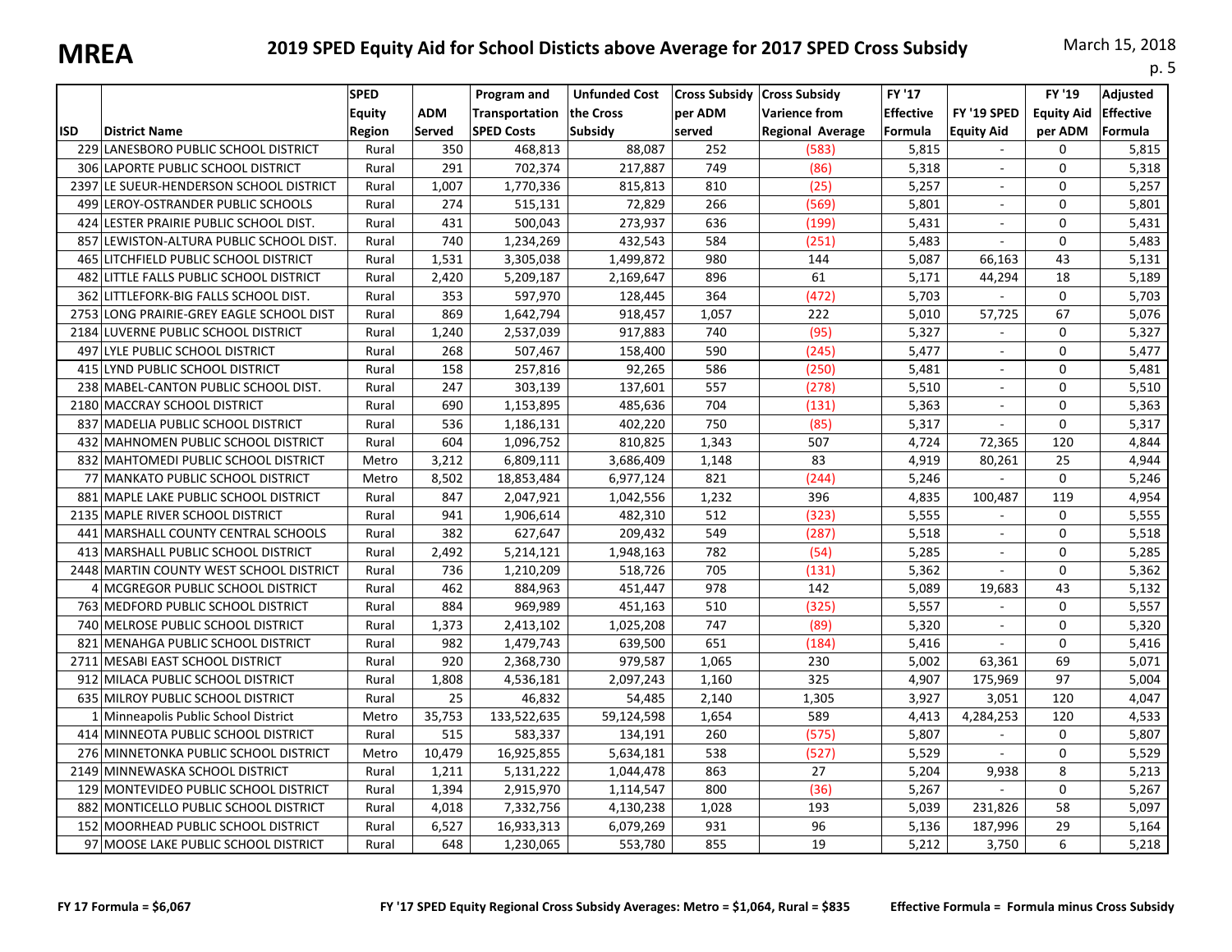# MREA

## 2019 SPED Equity Aid for School Districts above Average for 2017 SPED Cross Subsidy

March 15, 2018

| ISD | District Name | SPED Equity Region | ADM Served | Program and Transportation SPED Costs | Unfunded Cost the Cross Subsidy | Cross Subsidy per ADM served | Cross Subsidy Varience from Regional Average | FY '17 Effective Formula | FY '19 SPED Equity Aid | FY '19 Equity Aid per ADM | Adjusted Effective Formula |
|---|---|---|---|---|---|---|---|---|---|---|---|
| 229 | LANESBORO PUBLIC SCHOOL DISTRICT | Rural | 350 | 468,813 | 88,087 | 252 | (583) | 5,815 | - | 0 | 5,815 |
| 306 | LAPORTE PUBLIC SCHOOL DISTRICT | Rural | 291 | 702,374 | 217,887 | 749 | (86) | 5,318 | - | 0 | 5,318 |
| 2397 | LE SUEUR-HENDERSON SCHOOL DISTRICT | Rural | 1,007 | 1,770,336 | 815,813 | 810 | (25) | 5,257 | - | 0 | 5,257 |
| 499 | LEROY-OSTRANDER PUBLIC SCHOOLS | Rural | 274 | 515,131 | 72,829 | 266 | (569) | 5,801 | - | 0 | 5,801 |
| 424 | LESTER PRAIRIE PUBLIC SCHOOL DIST. | Rural | 431 | 500,043 | 273,937 | 636 | (199) | 5,431 | - | 0 | 5,431 |
| 857 | LEWISTON-ALTURA PUBLIC SCHOOL DIST. | Rural | 740 | 1,234,269 | 432,543 | 584 | (251) | 5,483 | - | 0 | 5,483 |
| 465 | LITCHFIELD PUBLIC SCHOOL DISTRICT | Rural | 1,531 | 3,305,038 | 1,499,872 | 980 | 144 | 5,087 | 66,163 | 43 | 5,131 |
| 482 | LITTLE FALLS PUBLIC SCHOOL DISTRICT | Rural | 2,420 | 5,209,187 | 2,169,647 | 896 | 61 | 5,171 | 44,294 | 18 | 5,189 |
| 362 | LITTLEFORK-BIG FALLS SCHOOL DIST. | Rural | 353 | 597,970 | 128,445 | 364 | (472) | 5,703 | - | 0 | 5,703 |
| 2753 | LONG PRAIRIE-GREY EAGLE SCHOOL DIST | Rural | 869 | 1,642,794 | 918,457 | 1,057 | 222 | 5,010 | 57,725 | 67 | 5,076 |
| 2184 | LUVERNE PUBLIC SCHOOL DISTRICT | Rural | 1,240 | 2,537,039 | 917,883 | 740 | (95) | 5,327 | - | 0 | 5,327 |
| 497 | LYLE PUBLIC SCHOOL DISTRICT | Rural | 268 | 507,467 | 158,400 | 590 | (245) | 5,477 | - | 0 | 5,477 |
| 415 | LYND PUBLIC SCHOOL DISTRICT | Rural | 158 | 257,816 | 92,265 | 586 | (250) | 5,481 | - | 0 | 5,481 |
| 238 | MABEL-CANTON PUBLIC SCHOOL DIST. | Rural | 247 | 303,139 | 137,601 | 557 | (278) | 5,510 | - | 0 | 5,510 |
| 2180 | MACCRAY SCHOOL DISTRICT | Rural | 690 | 1,153,895 | 485,636 | 704 | (131) | 5,363 | - | 0 | 5,363 |
| 837 | MADELIA PUBLIC SCHOOL DISTRICT | Rural | 536 | 1,186,131 | 402,220 | 750 | (85) | 5,317 | - | 0 | 5,317 |
| 432 | MAHNOMEN PUBLIC SCHOOL DISTRICT | Rural | 604 | 1,096,752 | 810,825 | 1,343 | 507 | 4,724 | 72,365 | 120 | 4,844 |
| 832 | MAHTOMEDI PUBLIC SCHOOL DISTRICT | Metro | 3,212 | 6,809,111 | 3,686,409 | 1,148 | 83 | 4,919 | 80,261 | 25 | 4,944 |
| 77 | MANKATO PUBLIC SCHOOL DISTRICT | Metro | 8,502 | 18,853,484 | 6,977,124 | 821 | (244) | 5,246 | - | 0 | 5,246 |
| 881 | MAPLE LAKE PUBLIC SCHOOL DISTRICT | Rural | 847 | 2,047,921 | 1,042,556 | 1,232 | 396 | 4,835 | 100,487 | 119 | 4,954 |
| 2135 | MAPLE RIVER SCHOOL DISTRICT | Rural | 941 | 1,906,614 | 482,310 | 512 | (323) | 5,555 | - | 0 | 5,555 |
| 441 | MARSHALL COUNTY CENTRAL SCHOOLS | Rural | 382 | 627,647 | 209,432 | 549 | (287) | 5,518 | - | 0 | 5,518 |
| 413 | MARSHALL PUBLIC SCHOOL DISTRICT | Rural | 2,492 | 5,214,121 | 1,948,163 | 782 | (54) | 5,285 | - | 0 | 5,285 |
| 2448 | MARTIN COUNTY WEST SCHOOL DISTRICT | Rural | 736 | 1,210,209 | 518,726 | 705 | (131) | 5,362 | - | 0 | 5,362 |
| 4 | MCGREGOR PUBLIC SCHOOL DISTRICT | Rural | 462 | 884,963 | 451,447 | 978 | 142 | 5,089 | 19,683 | 43 | 5,132 |
| 763 | MEDFORD PUBLIC SCHOOL DISTRICT | Rural | 884 | 969,989 | 451,163 | 510 | (325) | 5,557 | - | 0 | 5,557 |
| 740 | MELROSE PUBLIC SCHOOL DISTRICT | Rural | 1,373 | 2,413,102 | 1,025,208 | 747 | (89) | 5,320 | - | 0 | 5,320 |
| 821 | MENAHGA PUBLIC SCHOOL DISTRICT | Rural | 982 | 1,479,743 | 639,500 | 651 | (184) | 5,416 | - | 0 | 5,416 |
| 2711 | MESABI EAST SCHOOL DISTRICT | Rural | 920 | 2,368,730 | 979,587 | 1,065 | 230 | 5,002 | 63,361 | 69 | 5,071 |
| 912 | MILACA PUBLIC SCHOOL DISTRICT | Rural | 1,808 | 4,536,181 | 2,097,243 | 1,160 | 325 | 4,907 | 175,969 | 97 | 5,004 |
| 635 | MILROY PUBLIC SCHOOL DISTRICT | Rural | 25 | 46,832 | 54,485 | 2,140 | 1,305 | 3,927 | 3,051 | 120 | 4,047 |
| 1 | Minneapolis Public School District | Metro | 35,753 | 133,522,635 | 59,124,598 | 1,654 | 589 | 4,413 | 4,284,253 | 120 | 4,533 |
| 414 | MINNEOTA PUBLIC SCHOOL DISTRICT | Rural | 515 | 583,337 | 134,191 | 260 | (575) | 5,807 | - | 0 | 5,807 |
| 276 | MINNETONKA PUBLIC SCHOOL DISTRICT | Metro | 10,479 | 16,925,855 | 5,634,181 | 538 | (527) | 5,529 | - | 0 | 5,529 |
| 2149 | MINNEWASKA SCHOOL DISTRICT | Rural | 1,211 | 5,131,222 | 1,044,478 | 863 | 27 | 5,204 | 9,938 | 8 | 5,213 |
| 129 | MONTEVIDEO PUBLIC SCHOOL DISTRICT | Rural | 1,394 | 2,915,970 | 1,114,547 | 800 | (36) | 5,267 | - | 0 | 5,267 |
| 882 | MONTICELLO PUBLIC SCHOOL DISTRICT | Rural | 4,018 | 7,332,756 | 4,130,238 | 1,028 | 193 | 5,039 | 231,826 | 58 | 5,097 |
| 152 | MOORHEAD PUBLIC SCHOOL DISTRICT | Rural | 6,527 | 16,933,313 | 6,079,269 | 931 | 96 | 5,136 | 187,996 | 29 | 5,164 |
| 97 | MOOSE LAKE PUBLIC SCHOOL DISTRICT | Rural | 648 | 1,230,065 | 553,780 | 855 | 19 | 5,212 | 3,750 | 6 | 5,218 |

**FY 17 Formula = $6,067** **FY '17 SPED Equity Regional Cross Subsidy Averages: Metro = $1,064, Rural = $835** **Effective Formula = Formula minus Cross Subsidy**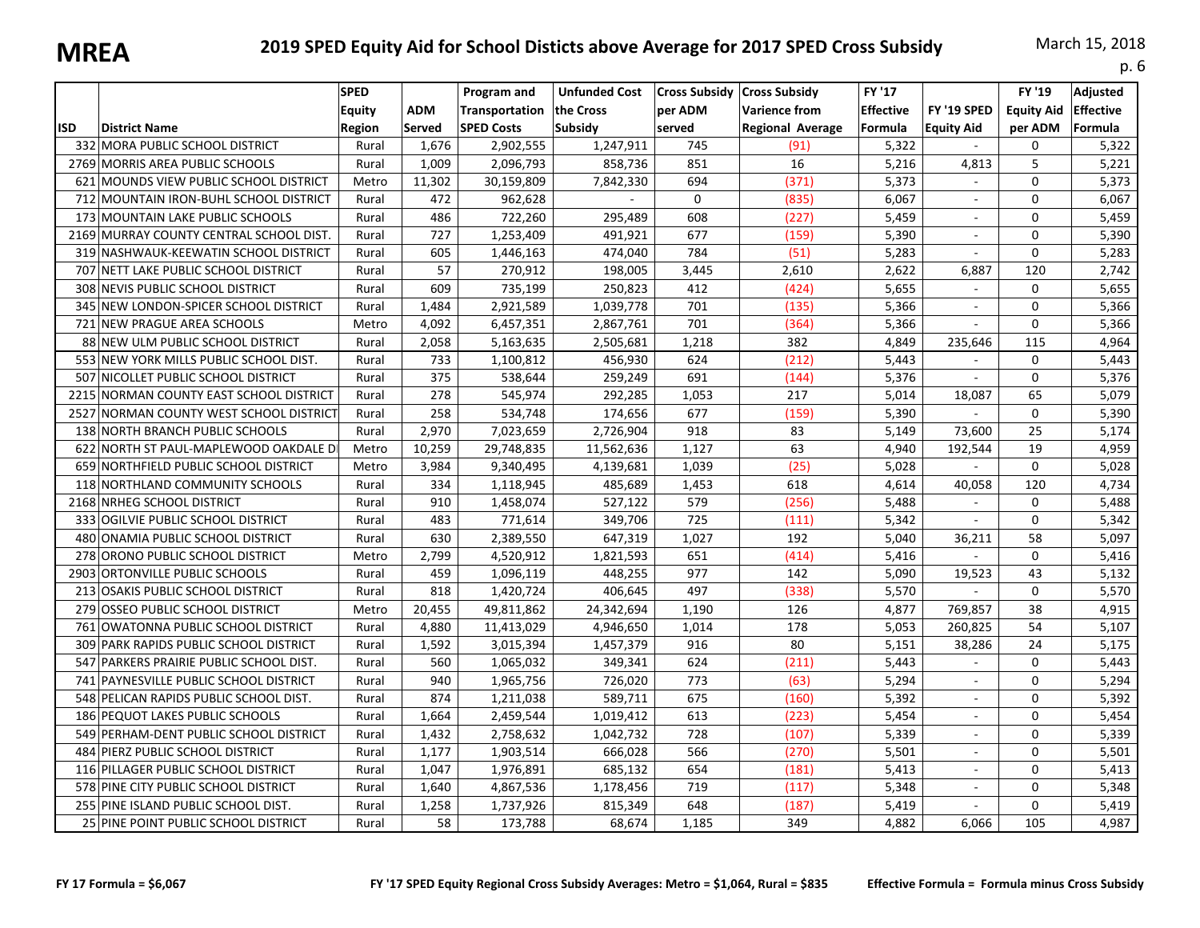# MREA

## 2019 SPED Equity Aid for School Disticts above Average for 2017 SPED Cross Subsidy

March 15, 2018

| ISD | District Name | SPED Equity Region | ADM Served | Program and Transportation SPED Costs | Unfunded Cost the Cross Subsidy | Cross Subsidy per ADM served | Cross Subsidy Varience from Regional Average | FY '17 Effective Formula | FY '19 SPED Equity Aid | FY '19 Equity Aid per ADM | Adjusted Effective Formula |
|---|---|---|---|---|---|---|---|---|---|---|---|
| 332 | MORA PUBLIC SCHOOL DISTRICT | Rural | 1,676 | 2,902,555 | 1,247,911 | 745 | (91) | 5,322 | - | 0 | 5,322 |
| 2769 | MORRIS AREA PUBLIC SCHOOLS | Rural | 1,009 | 2,096,793 | 858,736 | 851 | 16 | 5,216 | 4,813 | 5 | 5,221 |
| 621 | MOUNDS VIEW PUBLIC SCHOOL DISTRICT | Metro | 11,302 | 30,159,809 | 7,842,330 | 694 | (371) | 5,373 | - | 0 | 5,373 |
| 712 | MOUNTAIN IRON-BUHL SCHOOL DISTRICT | Rural | 472 | 962,628 | - | 0 | (835) | 6,067 | - | 0 | 6,067 |
| 173 | MOUNTAIN LAKE PUBLIC SCHOOLS | Rural | 486 | 722,260 | 295,489 | 608 | (227) | 5,459 | - | 0 | 5,459 |
| 2169 | MURRAY COUNTY CENTRAL SCHOOL DIST. | Rural | 727 | 1,253,409 | 491,921 | 677 | (159) | 5,390 | - | 0 | 5,390 |
| 319 | NASHWAUK-KEEWATIN SCHOOL DISTRICT | Rural | 605 | 1,446,163 | 474,040 | 784 | (51) | 5,283 | - | 0 | 5,283 |
| 707 | NETT LAKE PUBLIC SCHOOL DISTRICT | Rural | 57 | 270,912 | 198,005 | 3,445 | 2,610 | 2,622 | 6,887 | 120 | 2,742 |
| 308 | NEVIS PUBLIC SCHOOL DISTRICT | Rural | 609 | 735,199 | 250,823 | 412 | (424) | 5,655 | - | 0 | 5,655 |
| 345 | NEW LONDON-SPICER SCHOOL DISTRICT | Rural | 1,484 | 2,921,589 | 1,039,778 | 701 | (135) | 5,366 | - | 0 | 5,366 |
| 721 | NEW PRAGUE AREA SCHOOLS | Metro | 4,092 | 6,457,351 | 2,867,761 | 701 | (364) | 5,366 | - | 0 | 5,366 |
| 88 | NEW ULM PUBLIC SCHOOL DISTRICT | Rural | 2,058 | 5,163,635 | 2,505,681 | 1,218 | 382 | 4,849 | 235,646 | 115 | 4,964 |
| 553 | NEW YORK MILLS PUBLIC SCHOOL DIST. | Rural | 733 | 1,100,812 | 456,930 | 624 | (212) | 5,443 | - | 0 | 5,443 |
| 507 | NICOLLET PUBLIC SCHOOL DISTRICT | Rural | 375 | 538,644 | 259,249 | 691 | (144) | 5,376 | - | 0 | 5,376 |
| 2215 | NORMAN COUNTY EAST SCHOOL DISTRICT | Rural | 278 | 545,974 | 292,285 | 1,053 | 217 | 5,014 | 18,087 | 65 | 5,079 |
| 2527 | NORMAN COUNTY WEST SCHOOL DISTRICT | Rural | 258 | 534,748 | 174,656 | 677 | (159) | 5,390 | - | 0 | 5,390 |
| 138 | NORTH BRANCH PUBLIC SCHOOLS | Rural | 2,970 | 7,023,659 | 2,726,904 | 918 | 83 | 5,149 | 73,600 | 25 | 5,174 |
| 622 | NORTH ST PAUL-MAPLEWOOD OAKDALE DI | Metro | 10,259 | 29,748,835 | 11,562,636 | 1,127 | 63 | 4,940 | 192,544 | 19 | 4,959 |
| 659 | NORTHFIELD PUBLIC SCHOOL DISTRICT | Metro | 3,984 | 9,340,495 | 4,139,681 | 1,039 | (25) | 5,028 | - | 0 | 5,028 |
| 118 | NORTHLAND COMMUNITY SCHOOLS | Rural | 334 | 1,118,945 | 485,689 | 1,453 | 618 | 4,614 | 40,058 | 120 | 4,734 |
| 2168 | NRHEG SCHOOL DISTRICT | Rural | 910 | 1,458,074 | 527,122 | 579 | (256) | 5,488 | - | 0 | 5,488 |
| 333 | OGILVIE PUBLIC SCHOOL DISTRICT | Rural | 483 | 771,614 | 349,706 | 725 | (111) | 5,342 | - | 0 | 5,342 |
| 480 | ONAMIA PUBLIC SCHOOL DISTRICT | Rural | 630 | 2,389,550 | 647,319 | 1,027 | 192 | 5,040 | 36,211 | 58 | 5,097 |
| 278 | ORONO PUBLIC SCHOOL DISTRICT | Metro | 2,799 | 4,520,912 | 1,821,593 | 651 | (414) | 5,416 | - | 0 | 5,416 |
| 2903 | ORTONVILLE PUBLIC SCHOOLS | Rural | 459 | 1,096,119 | 448,255 | 977 | 142 | 5,090 | 19,523 | 43 | 5,132 |
| 213 | OSAKIS PUBLIC SCHOOL DISTRICT | Rural | 818 | 1,420,724 | 406,645 | 497 | (338) | 5,570 | - | 0 | 5,570 |
| 279 | OSSEO PUBLIC SCHOOL DISTRICT | Metro | 20,455 | 49,811,862 | 24,342,694 | 1,190 | 126 | 4,877 | 769,857 | 38 | 4,915 |
| 761 | OWATONNA PUBLIC SCHOOL DISTRICT | Rural | 4,880 | 11,413,029 | 4,946,650 | 1,014 | 178 | 5,053 | 260,825 | 54 | 5,107 |
| 309 | PARK RAPIDS PUBLIC SCHOOL DISTRICT | Rural | 1,592 | 3,015,394 | 1,457,379 | 916 | 80 | 5,151 | 38,286 | 24 | 5,175 |
| 547 | PARKERS PRAIRIE PUBLIC SCHOOL DIST. | Rural | 560 | 1,065,032 | 349,341 | 624 | (211) | 5,443 | - | 0 | 5,443 |
| 741 | PAYNESVILLE PUBLIC SCHOOL DISTRICT | Rural | 940 | 1,965,756 | 726,020 | 773 | (63) | 5,294 | - | 0 | 5,294 |
| 548 | PELICAN RAPIDS PUBLIC SCHOOL DIST. | Rural | 874 | 1,211,038 | 589,711 | 675 | (160) | 5,392 | - | 0 | 5,392 |
| 186 | PEQUOT LAKES PUBLIC SCHOOLS | Rural | 1,664 | 2,459,544 | 1,019,412 | 613 | (223) | 5,454 | - | 0 | 5,454 |
| 549 | PERHAM-DENT PUBLIC SCHOOL DISTRICT | Rural | 1,432 | 2,758,632 | 1,042,732 | 728 | (107) | 5,339 | - | 0 | 5,339 |
| 484 | PIERZ PUBLIC SCHOOL DISTRICT | Rural | 1,177 | 1,903,514 | 666,028 | 566 | (270) | 5,501 | - | 0 | 5,501 |
| 116 | PILLAGER PUBLIC SCHOOL DISTRICT | Rural | 1,047 | 1,976,891 | 685,132 | 654 | (181) | 5,413 | - | 0 | 5,413 |
| 578 | PINE CITY PUBLIC SCHOOL DISTRICT | Rural | 1,640 | 4,867,536 | 1,178,456 | 719 | (117) | 5,348 | - | 0 | 5,348 |
| 255 | PINE ISLAND PUBLIC SCHOOL DIST. | Rural | 1,258 | 1,737,926 | 815,349 | 648 | (187) | 5,419 | - | 0 | 5,419 |
| 25 | PINE POINT PUBLIC SCHOOL DISTRICT | Rural | 58 | 173,788 | 68,674 | 1,185 | 349 | 4,882 | 6,066 | 105 | 4,987 |

**FY 17 Formula = $6,067**

**FY '17 SPED Equity Regional Cross Subsidy Averages: Metro = $1,064, Rural = $835**

**Effective Formula = Formula minus Cross Subsidy**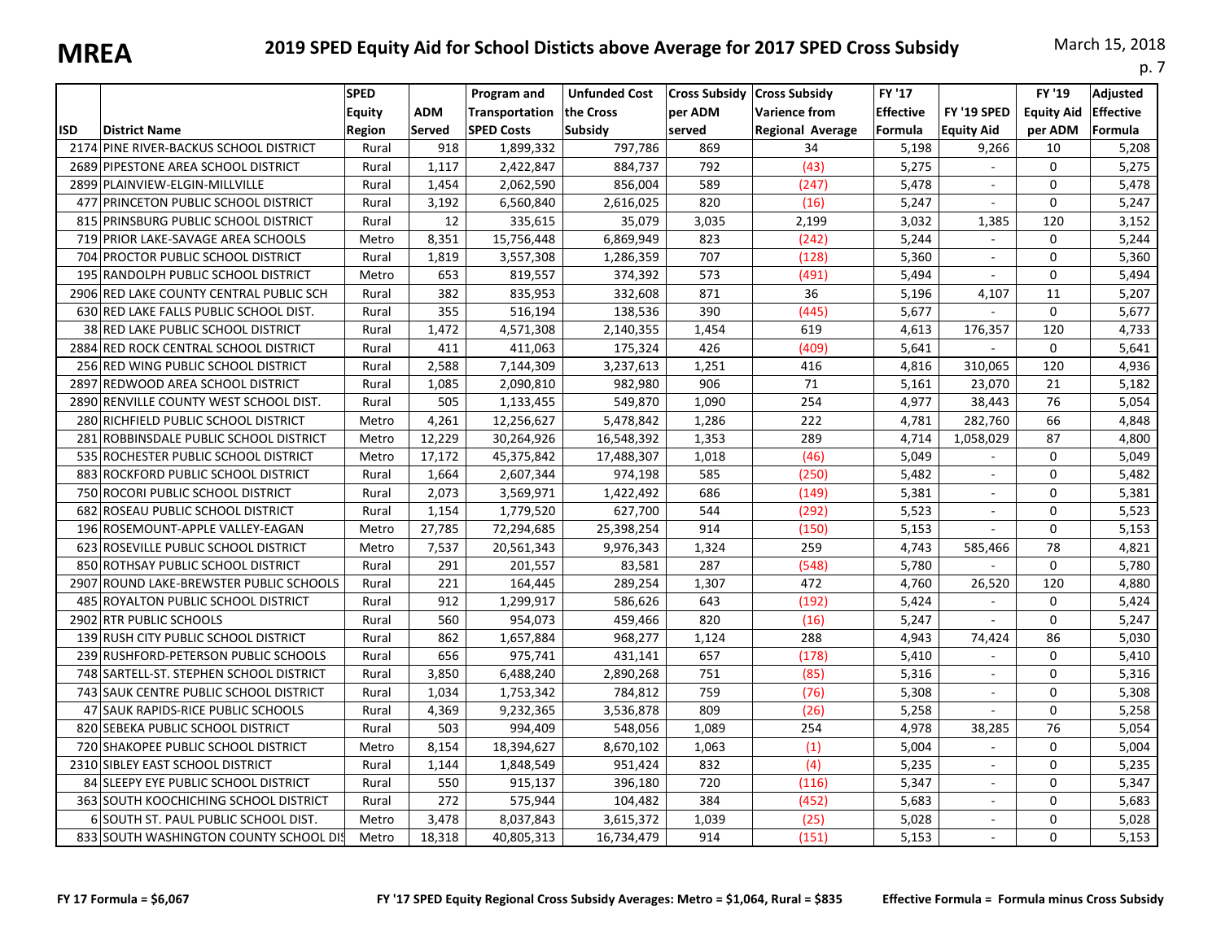# MREA

## 2019 SPED Equity Aid for School Disticts above Average for 2017 SPED Cross Subsidy

March 15, 2018

| ISD | District Name | SPED Equity Region | ADM Served | Program and Transportation SPED Costs | Unfunded Cost the Cross Subsidy | Cross Subsidy per ADM served | Cross Subsidy Varience from Regional Average | FY '17 Effective Formula | FY '19 SPED Equity Aid | FY '19 Equity Aid per ADM | Adjusted Effective Formula |
|---|---|---|---|---|---|---|---|---|---|---|---|
| 2174 | PINE RIVER-BACKUS SCHOOL DISTRICT | Rural | 918 | 1,899,332 | 797,786 | 869 | 34 | 5,198 | 9,266 | 10 | 5,208 |
| 2689 | PIPESTONE AREA SCHOOL DISTRICT | Rural | 1,117 | 2,422,847 | 884,737 | 792 | (43) | 5,275 | - | 0 | 5,275 |
| 2899 | PLAINVIEW-ELGIN-MILLVILLE | Rural | 1,454 | 2,062,590 | 856,004 | 589 | (247) | 5,478 | - | 0 | 5,478 |
| 477 | PRINCETON PUBLIC SCHOOL DISTRICT | Rural | 3,192 | 6,560,840 | 2,616,025 | 820 | (16) | 5,247 | - | 0 | 5,247 |
| 815 | PRINSBURG PUBLIC SCHOOL DISTRICT | Rural | 12 | 335,615 | 35,079 | 3,035 | 2,199 | 3,032 | 1,385 | 120 | 3,152 |
| 719 | PRIOR LAKE-SAVAGE AREA SCHOOLS | Metro | 8,351 | 15,756,448 | 6,869,949 | 823 | (242) | 5,244 | - | 0 | 5,244 |
| 704 | PROCTOR PUBLIC SCHOOL DISTRICT | Rural | 1,819 | 3,557,308 | 1,286,359 | 707 | (128) | 5,360 | - | 0 | 5,360 |
| 195 | RANDOLPH PUBLIC SCHOOL DISTRICT | Metro | 653 | 819,557 | 374,392 | 573 | (491) | 5,494 | - | 0 | 5,494 |
| 2906 | RED LAKE COUNTY CENTRAL PUBLIC SCH | Rural | 382 | 835,953 | 332,608 | 871 | 36 | 5,196 | 4,107 | 11 | 5,207 |
| 630 | RED LAKE FALLS PUBLIC SCHOOL DIST. | Rural | 355 | 516,194 | 138,536 | 390 | (445) | 5,677 | - | 0 | 5,677 |
| 38 | RED LAKE PUBLIC SCHOOL DISTRICT | Rural | 1,472 | 4,571,308 | 2,140,355 | 1,454 | 619 | 4,613 | 176,357 | 120 | 4,733 |
| 2884 | RED ROCK CENTRAL SCHOOL DISTRICT | Rural | 411 | 411,063 | 175,324 | 426 | (409) | 5,641 | - | 0 | 5,641 |
| 256 | RED WING PUBLIC SCHOOL DISTRICT | Rural | 2,588 | 7,144,309 | 3,237,613 | 1,251 | 416 | 4,816 | 310,065 | 120 | 4,936 |
| 2897 | REDWOOD AREA SCHOOL DISTRICT | Rural | 1,085 | 2,090,810 | 982,980 | 906 | 71 | 5,161 | 23,070 | 21 | 5,182 |
| 2890 | RENVILLE COUNTY WEST SCHOOL DIST. | Rural | 505 | 1,133,455 | 549,870 | 1,090 | 254 | 4,977 | 38,443 | 76 | 5,054 |
| 280 | RICHFIELD PUBLIC SCHOOL DISTRICT | Metro | 4,261 | 12,256,627 | 5,478,842 | 1,286 | 222 | 4,781 | 282,760 | 66 | 4,848 |
| 281 | ROBBINSDALE PUBLIC SCHOOL DISTRICT | Metro | 12,229 | 30,264,926 | 16,548,392 | 1,353 | 289 | 4,714 | 1,058,029 | 87 | 4,800 |
| 535 | ROCHESTER PUBLIC SCHOOL DISTRICT | Metro | 17,172 | 45,375,842 | 17,488,307 | 1,018 | (46) | 5,049 | - | 0 | 5,049 |
| 883 | ROCKFORD PUBLIC SCHOOL DISTRICT | Rural | 1,664 | 2,607,344 | 974,198 | 585 | (250) | 5,482 | - | 0 | 5,482 |
| 750 | ROCORI PUBLIC SCHOOL DISTRICT | Rural | 2,073 | 3,569,971 | 1,422,492 | 686 | (149) | 5,381 | - | 0 | 5,381 |
| 682 | ROSEAU PUBLIC SCHOOL DISTRICT | Rural | 1,154 | 1,779,520 | 627,700 | 544 | (292) | 5,523 | - | 0 | 5,523 |
| 196 | ROSEMOUNT-APPLE VALLEY-EAGAN | Metro | 27,785 | 72,294,685 | 25,398,254 | 914 | (150) | 5,153 | - | 0 | 5,153 |
| 623 | ROSEVILLE PUBLIC SCHOOL DISTRICT | Metro | 7,537 | 20,561,343 | 9,976,343 | 1,324 | 259 | 4,743 | 585,466 | 78 | 4,821 |
| 850 | ROTHSAY PUBLIC SCHOOL DISTRICT | Rural | 291 | 201,557 | 83,581 | 287 | (548) | 5,780 | - | 0 | 5,780 |
| 2907 | ROUND LAKE-BREWSTER PUBLIC SCHOOLS | Rural | 221 | 164,445 | 289,254 | 1,307 | 472 | 4,760 | 26,520 | 120 | 4,880 |
| 485 | ROYALTON PUBLIC SCHOOL DISTRICT | Rural | 912 | 1,299,917 | 586,626 | 643 | (192) | 5,424 | - | 0 | 5,424 |
| 2902 | RTR PUBLIC SCHOOLS | Rural | 560 | 954,073 | 459,466 | 820 | (16) | 5,247 | - | 0 | 5,247 |
| 139 | RUSH CITY PUBLIC SCHOOL DISTRICT | Rural | 862 | 1,657,884 | 968,277 | 1,124 | 288 | 4,943 | 74,424 | 86 | 5,030 |
| 239 | RUSHFORD-PETERSON PUBLIC SCHOOLS | Rural | 656 | 975,741 | 431,141 | 657 | (178) | 5,410 | - | 0 | 5,410 |
| 748 | SARTELL-ST. STEPHEN SCHOOL DISTRICT | Rural | 3,850 | 6,488,240 | 2,890,268 | 751 | (85) | 5,316 | - | 0 | 5,316 |
| 743 | SAUK CENTRE PUBLIC SCHOOL DISTRICT | Rural | 1,034 | 1,753,342 | 784,812 | 759 | (76) | 5,308 | - | 0 | 5,308 |
| 47 | SAUK RAPIDS-RICE PUBLIC SCHOOLS | Rural | 4,369 | 9,232,365 | 3,536,878 | 809 | (26) | 5,258 | - | 0 | 5,258 |
| 820 | SEBEKA PUBLIC SCHOOL DISTRICT | Rural | 503 | 994,409 | 548,056 | 1,089 | 254 | 4,978 | 38,285 | 76 | 5,054 |
| 720 | SHAKOPEE PUBLIC SCHOOL DISTRICT | Metro | 8,154 | 18,394,627 | 8,670,102 | 1,063 | (1) | 5,004 | - | 0 | 5,004 |
| 2310 | SIBLEY EAST SCHOOL DISTRICT | Rural | 1,144 | 1,848,549 | 951,424 | 832 | (4) | 5,235 | - | 0 | 5,235 |
| 84 | SLEEPY EYE PUBLIC SCHOOL DISTRICT | Rural | 550 | 915,137 | 396,180 | 720 | (116) | 5,347 | - | 0 | 5,347 |
| 363 | SOUTH KOOCHICHING SCHOOL DISTRICT | Rural | 272 | 575,944 | 104,482 | 384 | (452) | 5,683 | - | 0 | 5,683 |
| 6 | SOUTH ST. PAUL PUBLIC SCHOOL DIST. | Metro | 3,478 | 8,037,843 | 3,615,372 | 1,039 | (25) | 5,028 | - | 0 | 5,028 |
| 833 | SOUTH WASHINGTON COUNTY SCHOOL DIS | Metro | 18,318 | 40,805,313 | 16,734,479 | 914 | (151) | 5,153 | - | 0 | 5,153 |

**FY 17 Formula = $6,067** **FY '17 SPED Equity Regional Cross Subsidy Averages: Metro = $1,064, Rural = $835** **Effective Formula = Formula minus Cross Subsidy**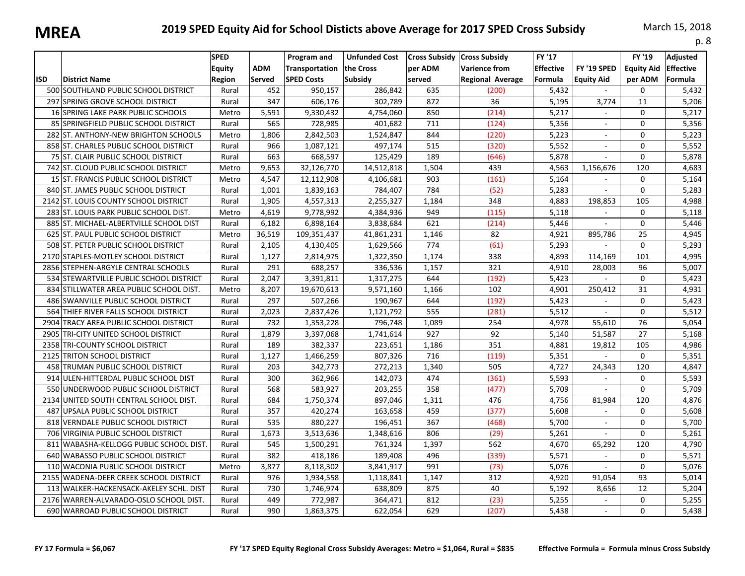# MREA

## 2019 SPED Equity Aid for School Disticts above Average for 2017 SPED Cross Subsidy

March 15, 2018

| ISD | District Name | SPED Equity Region | ADM Served | Program and Transportation SPED Costs | Unfunded Cost the Cross Subsidy | Cross Subsidy per ADM served | Cross Subsidy Varience from Regional Average | FY '17 Effective Formula | FY '19 SPED Equity Aid | FY '19 Equity Aid per ADM | Adjusted Effective Formula |
|---|---|---|---|---|---|---|---|---|---|---|---|
| 500 | SOUTHLAND PUBLIC SCHOOL DISTRICT | Rural | 452 | 950,157 | 286,842 | 635 | (200) | 5,432 | - | 0 | 5,432 |
| 297 | SPRING GROVE SCHOOL DISTRICT | Rural | 347 | 606,176 | 302,789 | 872 | 36 | 5,195 | 3,774 | 11 | 5,206 |
| 16 | SPRING LAKE PARK PUBLIC SCHOOLS | Metro | 5,591 | 9,330,432 | 4,754,060 | 850 | (214) | 5,217 | - | 0 | 5,217 |
| 85 | SPRINGFIELD PUBLIC SCHOOL DISTRICT | Rural | 565 | 728,985 | 401,682 | 711 | (124) | 5,356 | - | 0 | 5,356 |
| 282 | ST. ANTHONY-NEW BRIGHTON SCHOOLS | Metro | 1,806 | 2,842,503 | 1,524,847 | 844 | (220) | 5,223 | - | 0 | 5,223 |
| 858 | ST. CHARLES PUBLIC SCHOOL DISTRICT | Rural | 966 | 1,087,121 | 497,174 | 515 | (320) | 5,552 | - | 0 | 5,552 |
| 75 | ST. CLAIR PUBLIC SCHOOL DISTRICT | Rural | 663 | 668,597 | 125,429 | 189 | (646) | 5,878 | - | 0 | 5,878 |
| 742 | ST. CLOUD PUBLIC SCHOOL DISTRICT | Metro | 9,653 | 32,126,770 | 14,512,818 | 1,504 | 439 | 4,563 | 1,156,676 | 120 | 4,683 |
| 15 | ST. FRANCIS PUBLIC SCHOOL DISTRICT | Metro | 4,547 | 12,112,908 | 4,106,681 | 903 | (161) | 5,164 | - | 0 | 5,164 |
| 840 | ST. JAMES PUBLIC SCHOOL DISTRICT | Rural | 1,001 | 1,839,163 | 784,407 | 784 | (52) | 5,283 | - | 0 | 5,283 |
| 2142 | ST. LOUIS COUNTY SCHOOL DISTRICT | Rural | 1,905 | 4,557,313 | 2,255,327 | 1,184 | 348 | 4,883 | 198,853 | 105 | 4,988 |
| 283 | ST. LOUIS PARK PUBLIC SCHOOL DIST. | Metro | 4,619 | 9,778,992 | 4,384,936 | 949 | (115) | 5,118 | - | 0 | 5,118 |
| 885 | ST. MICHAEL-ALBERTVILLE SCHOOL DIST | Rural | 6,182 | 6,898,164 | 3,838,684 | 621 | (214) | 5,446 | - | 0 | 5,446 |
| 625 | ST. PAUL PUBLIC SCHOOL DISTRICT | Metro | 36,519 | 109,351,437 | 41,861,231 | 1,146 | 82 | 4,921 | 895,786 | 25 | 4,945 |
| 508 | ST. PETER PUBLIC SCHOOL DISTRICT | Rural | 2,105 | 4,130,405 | 1,629,566 | 774 | (61) | 5,293 | - | 0 | 5,293 |
| 2170 | STAPLES-MOTLEY SCHOOL DISTRICT | Rural | 1,127 | 2,814,975 | 1,322,350 | 1,174 | 338 | 4,893 | 114,169 | 101 | 4,995 |
| 2856 | STEPHEN-ARGYLE CENTRAL SCHOOLS | Rural | 291 | 688,257 | 336,536 | 1,157 | 321 | 4,910 | 28,003 | 96 | 5,007 |
| 534 | STEWARTVILLE PUBLIC SCHOOL DISTRICT | Rural | 2,047 | 3,391,811 | 1,317,275 | 644 | (192) | 5,423 | - | 0 | 5,423 |
| 834 | STILLWATER AREA PUBLIC SCHOOL DIST. | Metro | 8,207 | 19,670,613 | 9,571,160 | 1,166 | 102 | 4,901 | 250,412 | 31 | 4,931 |
| 486 | SWANVILLE PUBLIC SCHOOL DISTRICT | Rural | 297 | 507,266 | 190,967 | 644 | (192) | 5,423 | - | 0 | 5,423 |
| 564 | THIEF RIVER FALLS SCHOOL DISTRICT | Rural | 2,023 | 2,837,426 | 1,121,792 | 555 | (281) | 5,512 | - | 0 | 5,512 |
| 2904 | TRACY AREA PUBLIC SCHOOL DISTRICT | Rural | 732 | 1,353,228 | 796,748 | 1,089 | 254 | 4,978 | 55,610 | 76 | 5,054 |
| 2905 | TRI-CITY UNITED SCHOOL DISTRICT | Rural | 1,879 | 3,397,068 | 1,741,614 | 927 | 92 | 5,140 | 51,587 | 27 | 5,168 |
| 2358 | TRI-COUNTY SCHOOL DISTRICT | Rural | 189 | 382,337 | 223,651 | 1,186 | 351 | 4,881 | 19,812 | 105 | 4,986 |
| 2125 | TRITON SCHOOL DISTRICT | Rural | 1,127 | 1,466,259 | 807,326 | 716 | (119) | 5,351 | - | 0 | 5,351 |
| 458 | TRUMAN PUBLIC SCHOOL DISTRICT | Rural | 203 | 342,773 | 272,213 | 1,340 | 505 | 4,727 | 24,343 | 120 | 4,847 |
| 914 | ULEN-HITTERDAL PUBLIC SCHOOL DIST | Rural | 300 | 362,966 | 142,073 | 474 | (361) | 5,593 | - | 0 | 5,593 |
| 550 | UNDERWOOD PUBLIC SCHOOL DISTRICT | Rural | 568 | 583,927 | 203,255 | 358 | (477) | 5,709 | - | 0 | 5,709 |
| 2134 | UNITED SOUTH CENTRAL SCHOOL DIST. | Rural | 684 | 1,750,374 | 897,046 | 1,311 | 476 | 4,756 | 81,984 | 120 | 4,876 |
| 487 | UPSALA PUBLIC SCHOOL DISTRICT | Rural | 357 | 420,274 | 163,658 | 459 | (377) | 5,608 | - | 0 | 5,608 |
| 818 | VERNDALE PUBLIC SCHOOL DISTRICT | Rural | 535 | 880,227 | 196,451 | 367 | (468) | 5,700 | - | 0 | 5,700 |
| 706 | VIRGINIA PUBLIC SCHOOL DISTRICT | Rural | 1,673 | 3,513,636 | 1,348,616 | 806 | (29) | 5,261 | - | 0 | 5,261 |
| 811 | WABASHA-KELLOGG PUBLIC SCHOOL DIST. | Rural | 545 | 1,500,291 | 761,324 | 1,397 | 562 | 4,670 | 65,292 | 120 | 4,790 |
| 640 | WABASSO PUBLIC SCHOOL DISTRICT | Rural | 382 | 418,186 | 189,408 | 496 | (339) | 5,571 | - | 0 | 5,571 |
| 110 | WACONIA PUBLIC SCHOOL DISTRICT | Metro | 3,877 | 8,118,302 | 3,841,917 | 991 | (73) | 5,076 | - | 0 | 5,076 |
| 2155 | WADENA-DEER CREEK SCHOOL DISTRICT | Rural | 976 | 1,934,558 | 1,118,841 | 1,147 | 312 | 4,920 | 91,054 | 93 | 5,014 |
| 113 | WALKER-HACKENSACK-AKELEY SCHL. DIST | Rural | 730 | 1,746,974 | 638,809 | 875 | 40 | 5,192 | 8,656 | 12 | 5,204 |
| 2176 | WARREN-ALVARADO-OSLO SCHOOL DIST. | Rural | 449 | 772,987 | 364,471 | 812 | (23) | 5,255 | - | 0 | 5,255 |
| 690 | WARROAD PUBLIC SCHOOL DISTRICT | Rural | 990 | 1,863,375 | 622,054 | 629 | (207) | 5,438 | - | 0 | 5,438 |

**FY 17 Formula = $6,067**

**FY '17 SPED Equity Regional Cross Subsidy Averages: Metro = $1,064, Rural = $835**

**Effective Formula = Formula minus Cross Subsidy**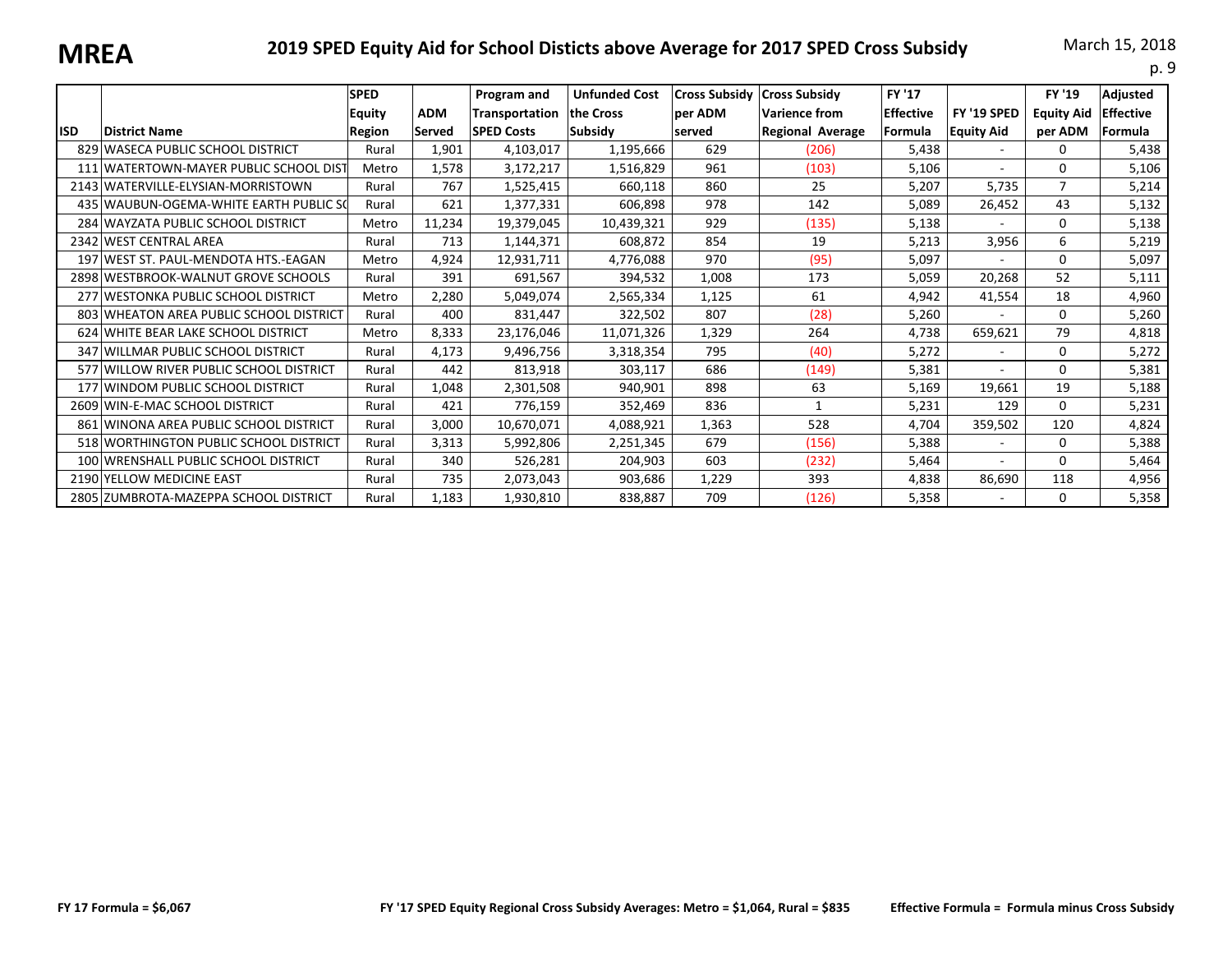# MREA

## 2019 SPED Equity Aid for School Disticts above Average for 2017 SPED Cross Subsidy

March 15, 2018

| ISD | District Name | SPED Equity Region | ADM Served | Program and Transportation SPED Costs | Unfunded Cost the Cross Subsidy | Cross Subsidy per ADM served | Cross Subsidy Varience from Regional Average | FY '17 Effective Formula | FY '19 SPED Equity Aid | FY '19 Equity Aid per ADM | Adjusted Effective Formula |
|---|---|---|---|---|---|---|---|---|---|---|---|
| 829 | WASECA PUBLIC SCHOOL DISTRICT | Rural | 1,901 | 4,103,017 | 1,195,666 | 629 | (206) | 5,438 | - | 0 | 5,438 |
| 111 | WATERTOWN-MAYER PUBLIC SCHOOL DIST | Metro | 1,578 | 3,172,217 | 1,516,829 | 961 | (103) | 5,106 | - | 0 | 5,106 |
| 2143 | WATERVILLE-ELYSIAN-MORRISTOWN | Rural | 767 | 1,525,415 | 660,118 | 860 | 25 | 5,207 | 5,735 | 7 | 5,214 |
| 435 | WAUBUN-OGEMA-WHITE EARTH PUBLIC SC | Rural | 621 | 1,377,331 | 606,898 | 978 | 142 | 5,089 | 26,452 | 43 | 5,132 |
| 284 | WAYZATA PUBLIC SCHOOL DISTRICT | Metro | 11,234 | 19,379,045 | 10,439,321 | 929 | (135) | 5,138 | - | 0 | 5,138 |
| 2342 | WEST CENTRAL AREA | Rural | 713 | 1,144,371 | 608,872 | 854 | 19 | 5,213 | 3,956 | 6 | 5,219 |
| 197 | WEST ST. PAUL-MENDOTA HTS.-EAGAN | Metro | 4,924 | 12,931,711 | 4,776,088 | 970 | (95) | 5,097 | - | 0 | 5,097 |
| 2898 | WESTBROOK-WALNUT GROVE SCHOOLS | Rural | 391 | 691,567 | 394,532 | 1,008 | 173 | 5,059 | 20,268 | 52 | 5,111 |
| 277 | WESTONKA PUBLIC SCHOOL DISTRICT | Metro | 2,280 | 5,049,074 | 2,565,334 | 1,125 | 61 | 4,942 | 41,554 | 18 | 4,960 |
| 803 | WHEATON AREA PUBLIC SCHOOL DISTRICT | Rural | 400 | 831,447 | 322,502 | 807 | (28) | 5,260 | - | 0 | 5,260 |
| 624 | WHITE BEAR LAKE SCHOOL DISTRICT | Metro | 8,333 | 23,176,046 | 11,071,326 | 1,329 | 264 | 4,738 | 659,621 | 79 | 4,818 |
| 347 | WILLMAR PUBLIC SCHOOL DISTRICT | Rural | 4,173 | 9,496,756 | 3,318,354 | 795 | (40) | 5,272 | - | 0 | 5,272 |
| 577 | WILLOW RIVER PUBLIC SCHOOL DISTRICT | Rural | 442 | 813,918 | 303,117 | 686 | (149) | 5,381 | - | 0 | 5,381 |
| 177 | WINDOM PUBLIC SCHOOL DISTRICT | Rural | 1,048 | 2,301,508 | 940,901 | 898 | 63 | 5,169 | 19,661 | 19 | 5,188 |
| 2609 | WIN-E-MAC SCHOOL DISTRICT | Rural | 421 | 776,159 | 352,469 | 836 | 1 | 5,231 | 129 | 0 | 5,231 |
| 861 | WINONA AREA PUBLIC SCHOOL DISTRICT | Rural | 3,000 | 10,670,071 | 4,088,921 | 1,363 | 528 | 4,704 | 359,502 | 120 | 4,824 |
| 518 | WORTHINGTON PUBLIC SCHOOL DISTRICT | Rural | 3,313 | 5,992,806 | 2,251,345 | 679 | (156) | 5,388 | - | 0 | 5,388 |
| 100 | WRENSHALL PUBLIC SCHOOL DISTRICT | Rural | 340 | 526,281 | 204,903 | 603 | (232) | 5,464 | - | 0 | 5,464 |
| 2190 | YELLOW MEDICINE EAST | Rural | 735 | 2,073,043 | 903,686 | 1,229 | 393 | 4,838 | 86,690 | 118 | 4,956 |
| 2805 | ZUMBROTA-MAZEPPA SCHOOL DISTRICT | Rural | 1,183 | 1,930,810 | 838,887 | 709 | (126) | 5,358 | - | 0 | 5,358 |

**FY 17 Formula = $6,067**

**FY '17 SPED Equity Regional Cross Subsidy Averages: Metro = $1,064, Rural = $835**

**Effective Formula = Formula minus Cross Subsidy**